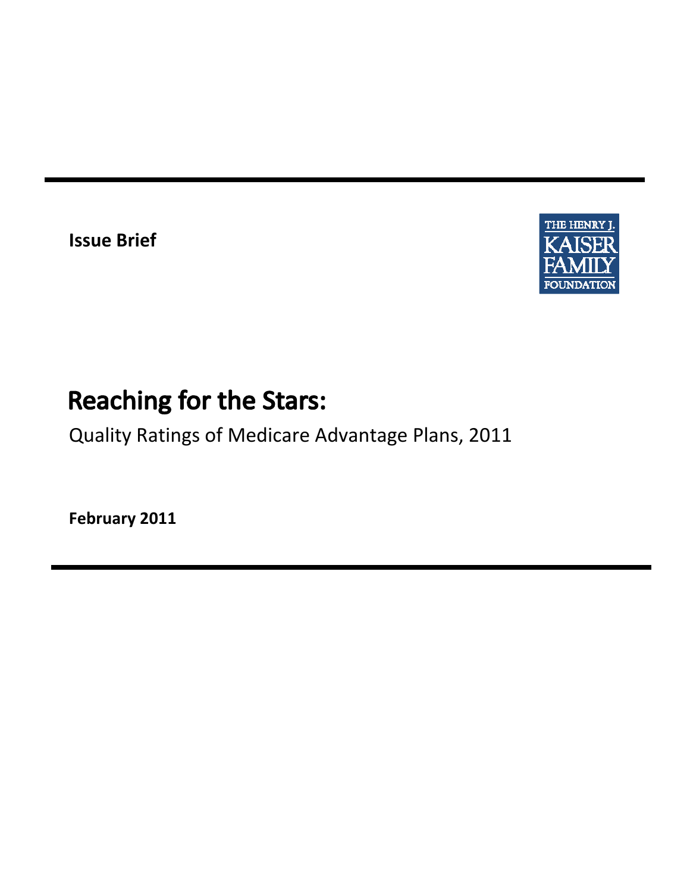Issue Brief

THE HENRY J. KAISER FAMILY FOUNDATION

# Reaching for the Stars:

Quality Ratings of Medicare Advantage Plans, 2011

**February 2011**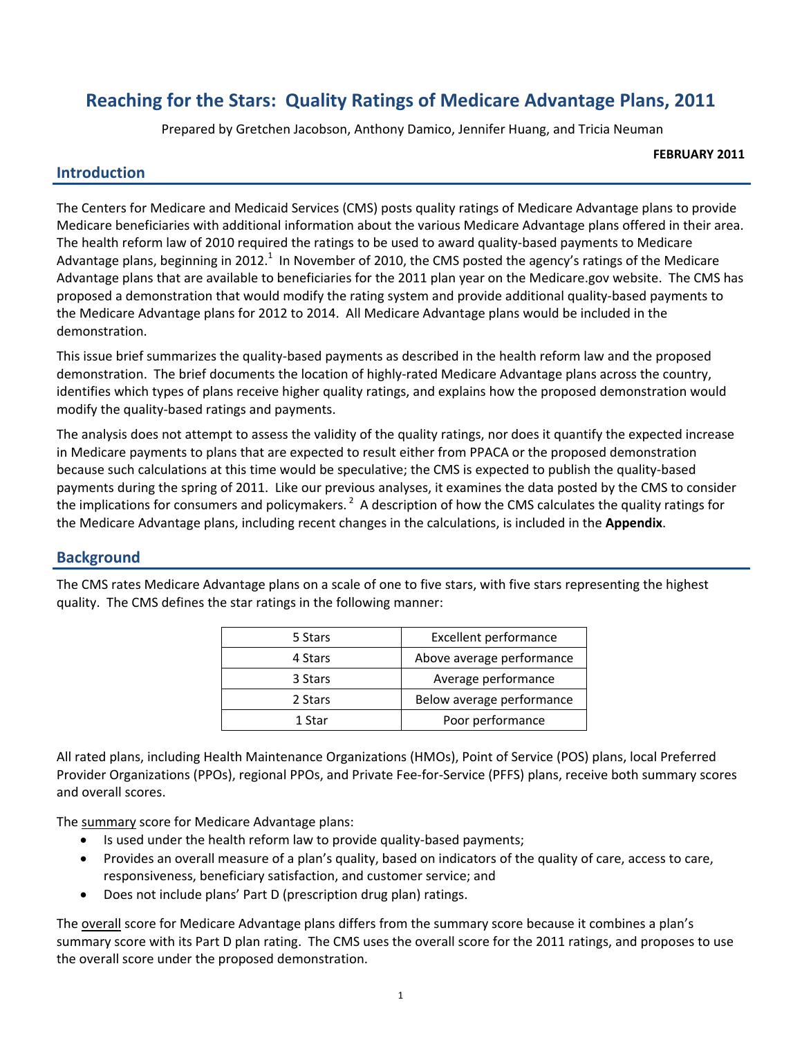# Reaching for the Stars: Quality Ratings of Medicare Advantage Plans, 2011

Prepared by Gretchen Jacobson, Anthony Damico, Jennifer Huang, and Tricia Neuman

**FEBRUARY 2011**

## Introduction

The Centers for Medicare and Medicaid Services (CMS) posts quality ratings of Medicare Advantage plans to provide Medicare beneficiaries with additional information about the various Medicare Advantage plans offered in their area. The health reform law of 2010 required the ratings to be used to award quality-based payments to Medicare Advantage plans, beginning in 2012.[1] In November of 2010, the CMS posted the agency's ratings of the Medicare Advantage plans that are available to beneficiaries for the 2011 plan year on the Medicare.gov website. The CMS has proposed a demonstration that would modify the rating system and provide additional quality-based payments to the Medicare Advantage plans for 2012 to 2014. All Medicare Advantage plans would be included in the demonstration.

This issue brief summarizes the quality-based payments as described in the health reform law and the proposed demonstration. The brief documents the location of highly-rated Medicare Advantage plans across the country, identifies which types of plans receive higher quality ratings, and explains how the proposed demonstration would modify the quality-based ratings and payments.

The analysis does not attempt to assess the validity of the quality ratings, nor does it quantify the expected increase in Medicare payments to plans that are expected to result either from PPACA or the proposed demonstration because such calculations at this time would be speculative; the CMS is expected to publish the quality-based payments during the spring of 2011. Like our previous analyses, it examines the data posted by the CMS to consider the implications for consumers and policymakers.[2] A description of how the CMS calculates the quality ratings for the Medicare Advantage plans, including recent changes in the calculations, is included in the **Appendix**.

## Background

The CMS rates Medicare Advantage plans on a scale of one to five stars, with five stars representing the highest quality. The CMS defines the star ratings in the following manner:

| | |
|---|---|
| 5 Stars | Excellent performance |
| 4 Stars | Above average performance |
| 3 Stars | Average performance |
| 2 Stars | Below average performance |
| 1 Star | Poor performance |

All rated plans, including Health Maintenance Organizations (HMOs), Point of Service (POS) plans, local Preferred Provider Organizations (PPOs), regional PPOs, and Private Fee-for-Service (PFFS) plans, receive both summary scores and overall scores.

The summary score for Medicare Advantage plans:

- Is used under the health reform law to provide quality-based payments;
- Provides an overall measure of a plan's quality, based on indicators of the quality of care, access to care, responsiveness, beneficiary satisfaction, and customer service; and
- Does not include plans' Part D (prescription drug plan) ratings.

The overall score for Medicare Advantage plans differs from the summary score because it combines a plan's summary score with its Part D plan rating. The CMS uses the overall score for the 2011 ratings, and proposes to use the overall score under the proposed demonstration.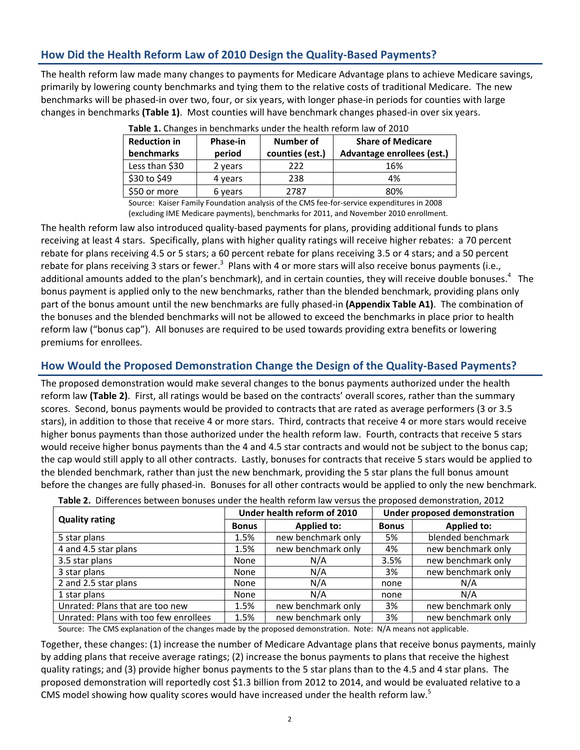## How Did the Health Reform Law of 2010 Design the Quality-Based Payments?

The health reform law made many changes to payments for Medicare Advantage plans to achieve Medicare savings, primarily by lowering county benchmarks and tying them to the relative costs of traditional Medicare. The new benchmarks will be phased-in over two, four, or six years, with longer phase-in periods for counties with large changes in benchmarks **(Table 1)**. Most counties will have benchmark changes phased-in over six years.

**Table 1.** Changes in benchmarks under the health reform law of 2010

| Reduction in benchmarks | Phase-in period | Number of counties (est.) | Share of Medicare Advantage enrollees (est.) |
|---|---|---|---|
| Less than $30 | 2 years | 222 | 16% |
| $30 to $49 | 4 years | 238 | 4% |
| $50 or more | 6 years | 2787 | 80% |

Source: Kaiser Family Foundation analysis of the CMS fee-for-service expenditures in 2008 (excluding IME Medicare payments), benchmarks for 2011, and November 2010 enrollment.

The health reform law also introduced quality-based payments for plans, providing additional funds to plans receiving at least 4 stars. Specifically, plans with higher quality ratings will receive higher rebates: a 70 percent rebate for plans receiving 4.5 or 5 stars; a 60 percent rebate for plans receiving 3.5 or 4 stars; and a 50 percent rebate for plans receiving 3 stars or fewer.[3] Plans with 4 or more stars will also receive bonus payments (i.e., additional amounts added to the plan's benchmark), and in certain counties, they will receive double bonuses.[4] The bonus payment is applied only to the new benchmarks, rather than the blended benchmark, providing plans only part of the bonus amount until the new benchmarks are fully phased-in **(Appendix Table A1)**. The combination of the bonuses and the blended benchmarks will not be allowed to exceed the benchmarks in place prior to health reform law ("bonus cap"). All bonuses are required to be used towards providing extra benefits or lowering premiums for enrollees.

## How Would the Proposed Demonstration Change the Design of the Quality-Based Payments?

The proposed demonstration would make several changes to the bonus payments authorized under the health reform law **(Table 2)**. First, all ratings would be based on the contracts' overall scores, rather than the summary scores. Second, bonus payments would be provided to contracts that are rated as average performers (3 or 3.5 stars), in addition to those that receive 4 or more stars. Third, contracts that receive 4 or more stars would receive higher bonus payments than those authorized under the health reform law. Fourth, contracts that receive 5 stars would receive higher bonus payments than the 4 and 4.5 star contracts and would not be subject to the bonus cap; the cap would still apply to all other contracts. Lastly, bonuses for contracts that receive 5 stars would be applied to the blended benchmark, rather than just the new benchmark, providing the 5 star plans the full bonus amount before the changes are fully phased-in. Bonuses for all other contracts would be applied to only the new benchmark.

**Table 2.** Differences between bonuses under the health reform law versus the proposed demonstration, 2012

| Quality rating | Under health reform of 2010 | | Under proposed demonstration | |
|---|---|---|---|---|
| | Bonus | Applied to: | Bonus | Applied to: |
| 5 star plans | 1.5% | new benchmark only | 5% | blended benchmark |
| 4 and 4.5 star plans | 1.5% | new benchmark only | 4% | new benchmark only |
| 3.5 star plans | None | N/A | 3.5% | new benchmark only |
| 3 star plans | None | N/A | 3% | new benchmark only |
| 2 and 2.5 star plans | None | N/A | none | N/A |
| 1 star plans | None | N/A | none | N/A |
| Unrated: Plans that are too new | 1.5% | new benchmark only | 3% | new benchmark only |
| Unrated: Plans with too few enrollees | 1.5% | new benchmark only | 3% | new benchmark only |

Source: The CMS explanation of the changes made by the proposed demonstration. Note: N/A means not applicable.

Together, these changes: (1) increase the number of Medicare Advantage plans that receive bonus payments, mainly by adding plans that receive average ratings; (2) increase the bonus payments to plans that receive the highest quality ratings; and (3) provide higher bonus payments to the 5 star plans than to the 4.5 and 4 star plans. The proposed demonstration will reportedly cost $1.3 billion from 2012 to 2014, and would be evaluated relative to a CMS model showing how quality scores would have increased under the health reform law.[5]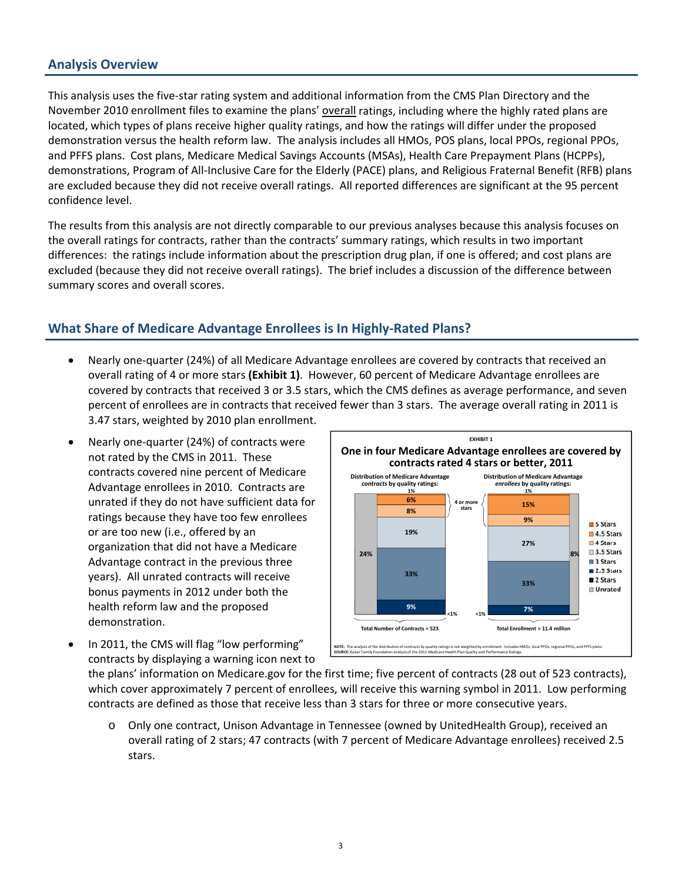## Analysis Overview

This analysis uses the five-star rating system and additional information from the CMS Plan Directory and the November 2010 enrollment files to examine the plans' overall ratings, including where the highly rated plans are located, which types of plans receive higher quality ratings, and how the ratings will differ under the proposed demonstration versus the health reform law. The analysis includes all HMOs, POS plans, local PPOs, regional PPOs, and PFFS plans. Cost plans, Medicare Medical Savings Accounts (MSAs), Health Care Prepayment Plans (HCPPs), demonstrations, Program of All-Inclusive Care for the Elderly (PACE) plans, and Religious Fraternal Benefit (RFB) plans are excluded because they did not receive overall ratings. All reported differences are significant at the 95 percent confidence level.

The results from this analysis are not directly comparable to our previous analyses because this analysis focuses on the overall ratings for contracts, rather than the contracts' summary ratings, which results in two important differences: the ratings include information about the prescription drug plan, if one is offered; and cost plans are excluded (because they did not receive overall ratings). The brief includes a discussion of the difference between summary scores and overall scores.

## What Share of Medicare Advantage Enrollees is In Highly-Rated Plans?

- Nearly one-quarter (24%) of all Medicare Advantage enrollees are covered by contracts that received an overall rating of 4 or more stars **(Exhibit 1)**. However, 60 percent of Medicare Advantage enrollees are covered by contracts that received 3 or 3.5 stars, which the CMS defines as average performance, and seven percent of enrollees are in contracts that received fewer than 3 stars. The average overall rating in 2011 is 3.47 stars, weighted by 2010 plan enrollment.
- Nearly one-quarter (24%) of contracts were not rated by the CMS in 2011. These contracts covered nine percent of Medicare Advantage enrollees in 2010. Contracts are unrated if they do not have sufficient data for ratings because they have too few enrollees or are too new (i.e., offered by an organization that did not have a Medicare Advantage contract in the previous three years). All unrated contracts will receive bonus payments in 2012 under both the health reform law and the proposed demonstration.

EXHIBIT 1

**One in four Medicare Advantage enrollees are covered by contracts rated 4 stars or better, 2011**

| Rating | Distribution of Medicare Advantage *contracts* by quality ratings | Distribution of Medicare Advantage *enrollees* by quality ratings |
|---|---|---|
| 5 Stars | 1% | 1% |
| 4.5 Stars | 6% | 15% |
| 4 Stars | 8% | 9% |
| 3.5 Stars | 19% | 27% |
| 3 Stars | 33% | 33% |
| 2.5 Stars | 9% | 7% |
| 2 Stars | <1% | <1% |
| Unrated | 24% | 8% |
| | Total Number of Contracts = 523 | Total Enrollment = 11.4 million |

NOTE: The analysis of the distribution of contracts by quality ratings is not weighted by enrollment. Includes HMOs, local PPOs, regional PPOs, and PFFS plans.
SOURCE: Kaiser Family Foundation analysis of the 2011 Medicare Health Plan Quality and Performance Ratings.

- In 2011, the CMS will flag "low performing" contracts by displaying a warning icon next to the plans' information on Medicare.gov for the first time; five percent of contracts (28 out of 523 contracts), which cover approximately 7 percent of enrollees, will receive this warning symbol in 2011. Low performing contracts are defined as those that receive less than 3 stars for three or more consecutive years.
  - Only one contract, Unison Advantage in Tennessee (owned by UnitedHealth Group), received an overall rating of 2 stars; 47 contracts (with 7 percent of Medicare Advantage enrollees) received 2.5 stars.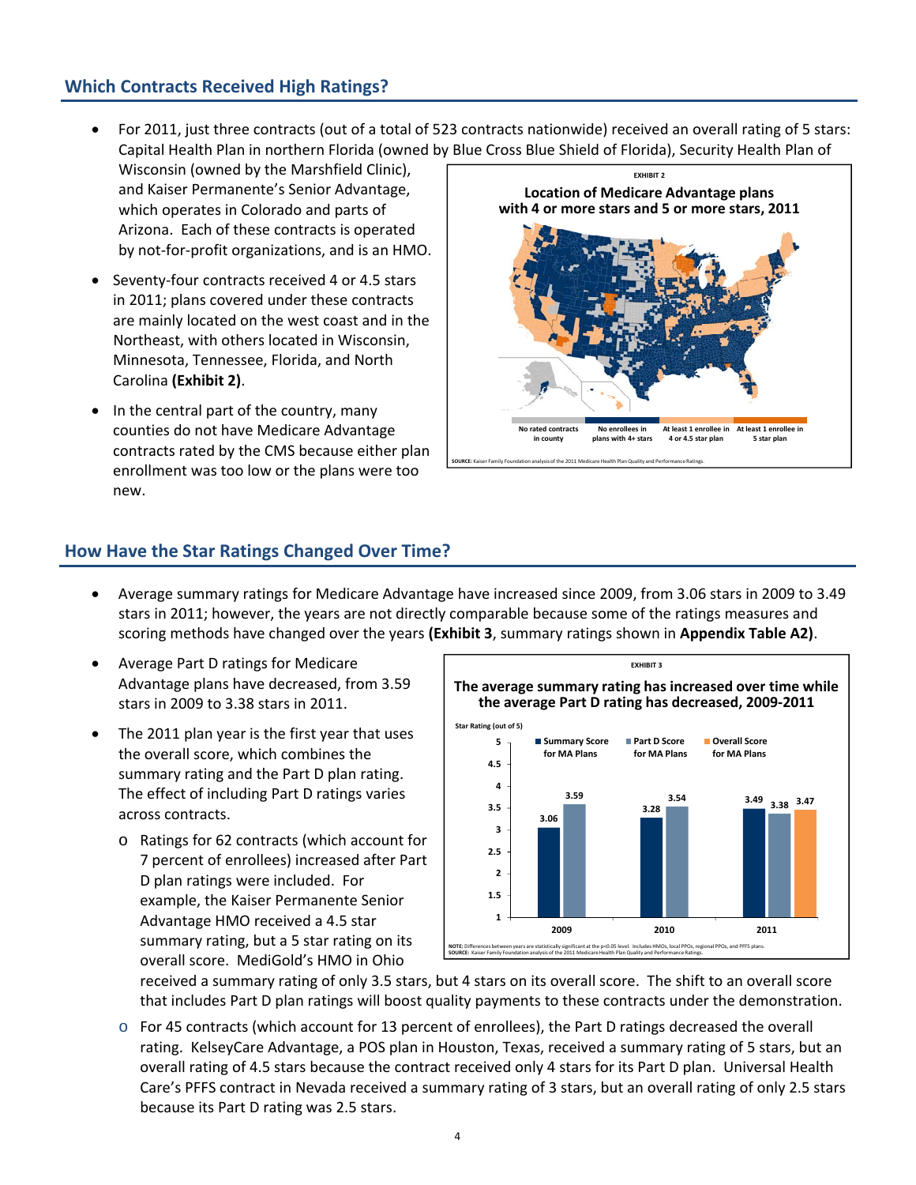## Which Contracts Received High Ratings?

- For 2011, just three contracts (out of a total of 523 contracts nationwide) received an overall rating of 5 stars: Capital Health Plan in northern Florida (owned by Blue Cross Blue Shield of Florida), Security Health Plan of Wisconsin (owned by the Marshfield Clinic), and Kaiser Permanente's Senior Advantage, which operates in Colorado and parts of Arizona. Each of these contracts is operated by not-for-profit organizations, and is an HMO.
- Seventy-four contracts received 4 or 4.5 stars in 2011; plans covered under these contracts are mainly located on the west coast and in the Northeast, with others located in Wisconsin, Minnesota, Tennessee, Florida, and North Carolina **(Exhibit 2)**.
- In the central part of the country, many counties do not have Medicare Advantage contracts rated by the CMS because either plan enrollment was too low or the plans were too new.

EXHIBIT 2

**Location of Medicare Advantage plans with 4 or more stars and 5 or more stars, 2011**

Legend: No rated contracts in county; No enrollees in plans with 4+ stars; At least 1 enrollee in 4 or 4.5 star plan; At least 1 enrollee in 5 star plan

SOURCE: Kaiser Family Foundation analysis of the 2011 Medicare Health Plan Quality and Performance Ratings.

## How Have the Star Ratings Changed Over Time?

- Average summary ratings for Medicare Advantage have increased since 2009, from 3.06 stars in 2009 to 3.49 stars in 2011; however, the years are not directly comparable because some of the ratings measures and scoring methods have changed over the years **(Exhibit 3**, summary ratings shown in **Appendix Table A2)**.
- Average Part D ratings for Medicare Advantage plans have decreased, from 3.59 stars in 2009 to 3.38 stars in 2011.
- The 2011 plan year is the first year that uses the overall score, which combines the summary rating and the Part D plan rating. The effect of including Part D ratings varies across contracts.
  - Ratings for 62 contracts (which account for 7 percent of enrollees) increased after Part D plan ratings were included. For example, the Kaiser Permanente Senior Advantage HMO received a 4.5 star summary rating, but a 5 star rating on its overall score. MediGold's HMO in Ohio received a summary rating of only 3.5 stars, but 4 stars on its overall score. The shift to an overall score that includes Part D plan ratings will boost quality payments to these contracts under the demonstration.
  - For 45 contracts (which account for 13 percent of enrollees), the Part D ratings decreased the overall rating. KelseyCare Advantage, a POS plan in Houston, Texas, received a summary rating of 5 stars, but an overall rating of 4.5 stars because the contract received only 4 stars for its Part D plan. Universal Health Care's PFFS contract in Nevada received a summary rating of 3 stars, but an overall rating of only 2.5 stars because its Part D rating was 2.5 stars.

EXHIBIT 3

**The average summary rating has increased over time while the average Part D rating has decreased, 2009-2011**

Star Rating (out of 5)

| Year | Summary Score for MA Plans | Part D Score for MA Plans | Overall Score for MA Plans |
|---|---|---|---|
| 2009 | 3.06 | 3.59 | |
| 2010 | 3.28 | 3.54 | |
| 2011 | 3.49 | 3.38 | 3.47 |

NOTE: Differences between years are statistically significant at the p<0.05 level. Includes HMOs, local PPOs, regional PPOs, and PFFS plans.
SOURCE: Kaiser Family Foundation analysis of the 2011 Medicare Health Plan Quality and Performance Ratings.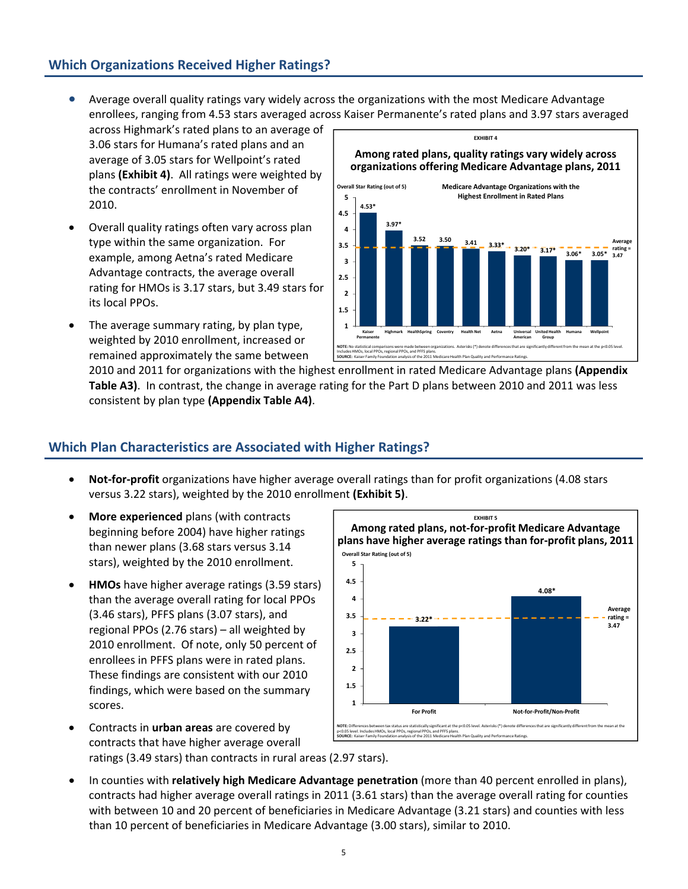## Which Organizations Received Higher Ratings?

- Average overall quality ratings vary widely across the organizations with the most Medicare Advantage enrollees, ranging from 4.53 stars averaged across Kaiser Permanente's rated plans and 3.97 stars averaged across Highmark's rated plans to an average of 3.06 stars for Humana's rated plans and an average of 3.05 stars for Wellpoint's rated plans **(Exhibit 4)**. All ratings were weighted by the contracts' enrollment in November of 2010.
- Overall quality ratings often vary across plan type within the same organization. For example, among Aetna's rated Medicare Advantage contracts, the average overall rating for HMOs is 3.17 stars, but 3.49 stars for its local PPOs.
- The average summary rating, by plan type, weighted by 2010 enrollment, increased or remained approximately the same between 2010 and 2011 for organizations with the highest enrollment in rated Medicare Advantage plans **(Appendix Table A3)**. In contrast, the change in average rating for the Part D plans between 2010 and 2011 was less consistent by plan type **(Appendix Table A4)**.

EXHIBIT 4

**Among rated plans, quality ratings vary widely across organizations offering Medicare Advantage plans, 2011**

Medicare Advantage Organizations with the Highest Enrollment in Rated Plans — Overall Star Rating (out of 5)

| Organization | Overall Star Rating |
|---|---|
| Kaiser Permanente | 4.53* |
| Highmark | 3.97* |
| HealthSpring | 3.52 |
| Coventry | 3.50 |
| Health Net | 3.41 |
| Aetna | 3.33* |
| Universal American | 3.20* |
| United Health Group | 3.17* |
| Humana | 3.06* |
| Wellpoint | 3.05* |

Average rating = 3.47

NOTE: No statistical comparisons were made between organizations. Asterisks (*) denote differences that are significantly different from the mean at the p<0.05 level. Includes HMOs, local PPOs, regional PPOs, and PFFS plans.
SOURCE: Kaiser Family Foundation analysis of the 2011 Medicare Health Plan Quality and Performance Ratings.

## Which Plan Characteristics are Associated with Higher Ratings?

- **Not-for-profit** organizations have higher average overall ratings than for profit organizations (4.08 stars versus 3.22 stars), weighted by the 2010 enrollment **(Exhibit 5)**.
- **More experienced** plans (with contracts beginning before 2004) have higher ratings than newer plans (3.68 stars versus 3.14 stars), weighted by the 2010 enrollment.
- **HMOs** have higher average ratings (3.59 stars) than the average overall rating for local PPOs (3.46 stars), PFFS plans (3.07 stars), and regional PPOs (2.76 stars) – all weighted by 2010 enrollment. Of note, only 50 percent of enrollees in PFFS plans were in rated plans. These findings are consistent with our 2010 findings, which were based on the summary scores.
- Contracts in **urban areas** are covered by contracts that have higher average overall ratings (3.49 stars) than contracts in rural areas (2.97 stars).
- In counties with **relatively high Medicare Advantage penetration** (more than 40 percent enrolled in plans), contracts had higher average overall ratings in 2011 (3.61 stars) than the average overall rating for counties with between 10 and 20 percent of beneficiaries in Medicare Advantage (3.21 stars) and counties with less than 10 percent of beneficiaries in Medicare Advantage (3.00 stars), similar to 2010.

EXHIBIT 5

**Among rated plans, not-for-profit Medicare Advantage plans have higher average ratings than for-profit plans, 2011**

Overall Star Rating (out of 5)

| Tax Status | Overall Star Rating |
|---|---|
| For Profit | 3.22* |
| Not-for-Profit/Non-Profit | 4.08* |

Average rating = 3.47

NOTE: Differences between tax status are statistically significant at the p<0.05 level. Asterisks (*) denote differences that are significantly different from the mean at the p<0.05 level. Includes HMOs, local PPOs, regional PPOs, and PFFS plans.
SOURCE: Kaiser Family Foundation analysis of the 2011 Medicare Health Plan Quality and Performance Ratings.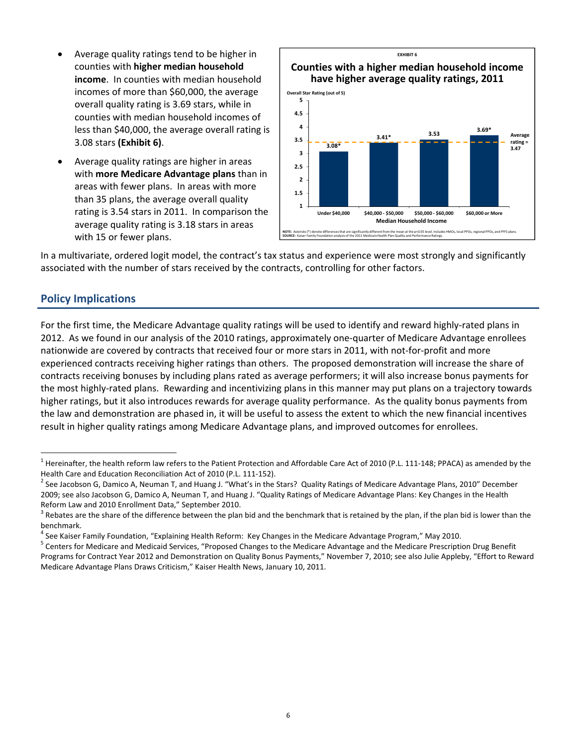- Average quality ratings tend to be higher in counties with **higher median household income**. In counties with median household incomes of more than $60,000, the average overall quality rating is 3.69 stars, while in counties with median household incomes of less than $40,000, the average overall rating is 3.08 stars **(Exhibit 6)**.
- Average quality ratings are higher in areas with **more Medicare Advantage plans** than in areas with fewer plans. In areas with more than 35 plans, the average overall quality rating is 3.54 stars in 2011. In comparison the average quality rating is 3.18 stars in areas with 15 or fewer plans.

EXHIBIT 6

**Counties with a higher median household income have higher average quality ratings, 2011**

Overall Star Rating (out of 5)

| Median Household Income | Overall Star Rating |
|---|---|
| Under $40,000 | 3.08* |
| $40,000 - $50,000 | 3.41* |
| $50,000 - $60,000 | 3.53 |
| $60,000 or More | 3.69* |

Average rating = 3.47

NOTE: Asterisks (*) denote differences that are significantly different from the mean at the p<0.05 level. Includes HMOs, local PPOs, regional PPOs, and PFFS plans.
SOURCE: Kaiser Family Foundation analysis of the 2011 Medicare Health Plan Quality and Performance Ratings.

In a multivariate, ordered logit model, the contract's tax status and experience were most strongly and significantly associated with the number of stars received by the contracts, controlling for other factors.

## Policy Implications

For the first time, the Medicare Advantage quality ratings will be used to identify and reward highly-rated plans in 2012. As we found in our analysis of the 2010 ratings, approximately one-quarter of Medicare Advantage enrollees nationwide are covered by contracts that received four or more stars in 2011, with not-for-profit and more experienced contracts receiving higher ratings than others. The proposed demonstration will increase the share of contracts receiving bonuses by including plans rated as average performers; it will also increase bonus payments for the most highly-rated plans. Rewarding and incentivizing plans in this manner may put plans on a trajectory towards higher ratings, but it also introduces rewards for average quality performance. As the quality bonus payments from the law and demonstration are phased in, it will be useful to assess the extent to which the new financial incentives result in higher quality ratings among Medicare Advantage plans, and improved outcomes for enrollees.

---

[1] Hereinafter, the health reform law refers to the Patient Protection and Affordable Care Act of 2010 (P.L. 111-148; PPACA) as amended by the Health Care and Education Reconciliation Act of 2010 (P.L. 111-152).

[2] See Jacobson G, Damico A, Neuman T, and Huang J. "What's in the Stars? Quality Ratings of Medicare Advantage Plans, 2010" December 2009; see also Jacobson G, Damico A, Neuman T, and Huang J. "Quality Ratings of Medicare Advantage Plans: Key Changes in the Health Reform Law and 2010 Enrollment Data," September 2010.

[3] Rebates are the share of the difference between the plan bid and the benchmark that is retained by the plan, if the plan bid is lower than the benchmark.

[4] See Kaiser Family Foundation, "Explaining Health Reform: Key Changes in the Medicare Advantage Program," May 2010.

[5] Centers for Medicare and Medicaid Services, "Proposed Changes to the Medicare Advantage and the Medicare Prescription Drug Benefit Programs for Contract Year 2012 and Demonstration on Quality Bonus Payments," November 7, 2010; see also Julie Appleby, "Effort to Reward Medicare Advantage Plans Draws Criticism," Kaiser Health News, January 10, 2011.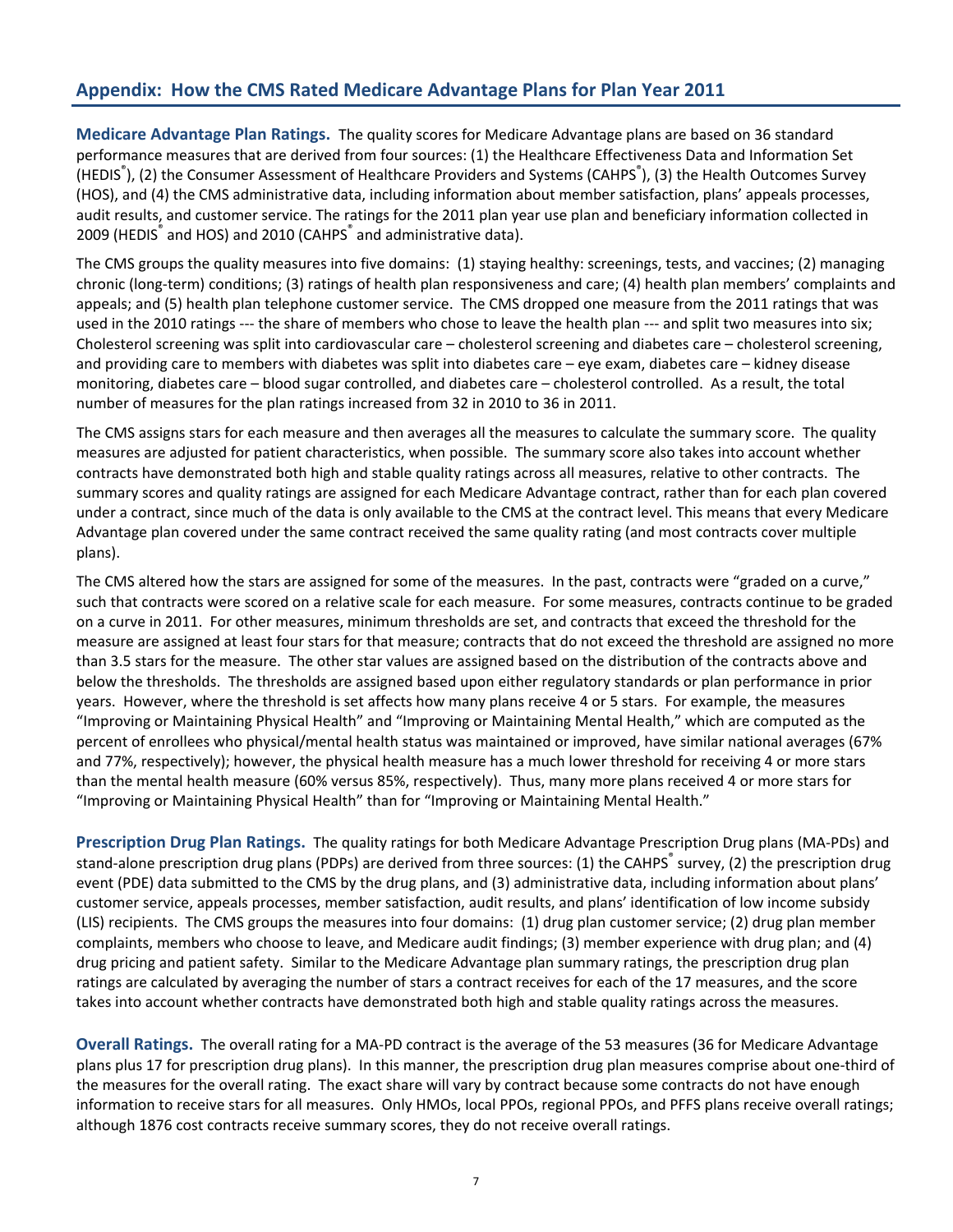## Appendix: How the CMS Rated Medicare Advantage Plans for Plan Year 2011

**Medicare Advantage Plan Ratings.** The quality scores for Medicare Advantage plans are based on 36 standard performance measures that are derived from four sources: (1) the Healthcare Effectiveness Data and Information Set (HEDIS®), (2) the Consumer Assessment of Healthcare Providers and Systems (CAHPS®), (3) the Health Outcomes Survey (HOS), and (4) the CMS administrative data, including information about member satisfaction, plans' appeals processes, audit results, and customer service. The ratings for the 2011 plan year use plan and beneficiary information collected in 2009 (HEDIS® and HOS) and 2010 (CAHPS® and administrative data).

The CMS groups the quality measures into five domains: (1) staying healthy: screenings, tests, and vaccines; (2) managing chronic (long-term) conditions; (3) ratings of health plan responsiveness and care; (4) health plan members' complaints and appeals; and (5) health plan telephone customer service. The CMS dropped one measure from the 2011 ratings that was used in the 2010 ratings --- the share of members who chose to leave the health plan --- and split two measures into six; Cholesterol screening was split into cardiovascular care – cholesterol screening and diabetes care – cholesterol screening, and providing care to members with diabetes was split into diabetes care – eye exam, diabetes care – kidney disease monitoring, diabetes care – blood sugar controlled, and diabetes care – cholesterol controlled. As a result, the total number of measures for the plan ratings increased from 32 in 2010 to 36 in 2011.

The CMS assigns stars for each measure and then averages all the measures to calculate the summary score. The quality measures are adjusted for patient characteristics, when possible. The summary score also takes into account whether contracts have demonstrated both high and stable quality ratings across all measures, relative to other contracts. The summary scores and quality ratings are assigned for each Medicare Advantage contract, rather than for each plan covered under a contract, since much of the data is only available to the CMS at the contract level. This means that every Medicare Advantage plan covered under the same contract received the same quality rating (and most contracts cover multiple plans).

The CMS altered how the stars are assigned for some of the measures. In the past, contracts were "graded on a curve," such that contracts were scored on a relative scale for each measure. For some measures, contracts continue to be graded on a curve in 2011. For other measures, minimum thresholds are set, and contracts that exceed the threshold for the measure are assigned at least four stars for that measure; contracts that do not exceed the threshold are assigned no more than 3.5 stars for the measure. The other star values are assigned based on the distribution of the contracts above and below the thresholds. The thresholds are assigned based upon either regulatory standards or plan performance in prior years. However, where the threshold is set affects how many plans receive 4 or 5 stars. For example, the measures "Improving or Maintaining Physical Health" and "Improving or Maintaining Mental Health," which are computed as the percent of enrollees who physical/mental health status was maintained or improved, have similar national averages (67% and 77%, respectively); however, the physical health measure has a much lower threshold for receiving 4 or more stars than the mental health measure (60% versus 85%, respectively). Thus, many more plans received 4 or more stars for "Improving or Maintaining Physical Health" than for "Improving or Maintaining Mental Health."

**Prescription Drug Plan Ratings.** The quality ratings for both Medicare Advantage Prescription Drug plans (MA-PDs) and stand-alone prescription drug plans (PDPs) are derived from three sources: (1) the CAHPS® survey, (2) the prescription drug event (PDE) data submitted to the CMS by the drug plans, and (3) administrative data, including information about plans' customer service, appeals processes, member satisfaction, audit results, and plans' identification of low income subsidy (LIS) recipients. The CMS groups the measures into four domains: (1) drug plan customer service; (2) drug plan member complaints, members who choose to leave, and Medicare audit findings; (3) member experience with drug plan; and (4) drug pricing and patient safety. Similar to the Medicare Advantage plan summary ratings, the prescription drug plan ratings are calculated by averaging the number of stars a contract receives for each of the 17 measures, and the score takes into account whether contracts have demonstrated both high and stable quality ratings across the measures.

**Overall Ratings.** The overall rating for a MA-PD contract is the average of the 53 measures (36 for Medicare Advantage plans plus 17 for prescription drug plans). In this manner, the prescription drug plan measures comprise about one-third of the measures for the overall rating. The exact share will vary by contract because some contracts do not have enough information to receive stars for all measures. Only HMOs, local PPOs, regional PPOs, and PFFS plans receive overall ratings; although 1876 cost contracts receive summary scores, they do not receive overall ratings.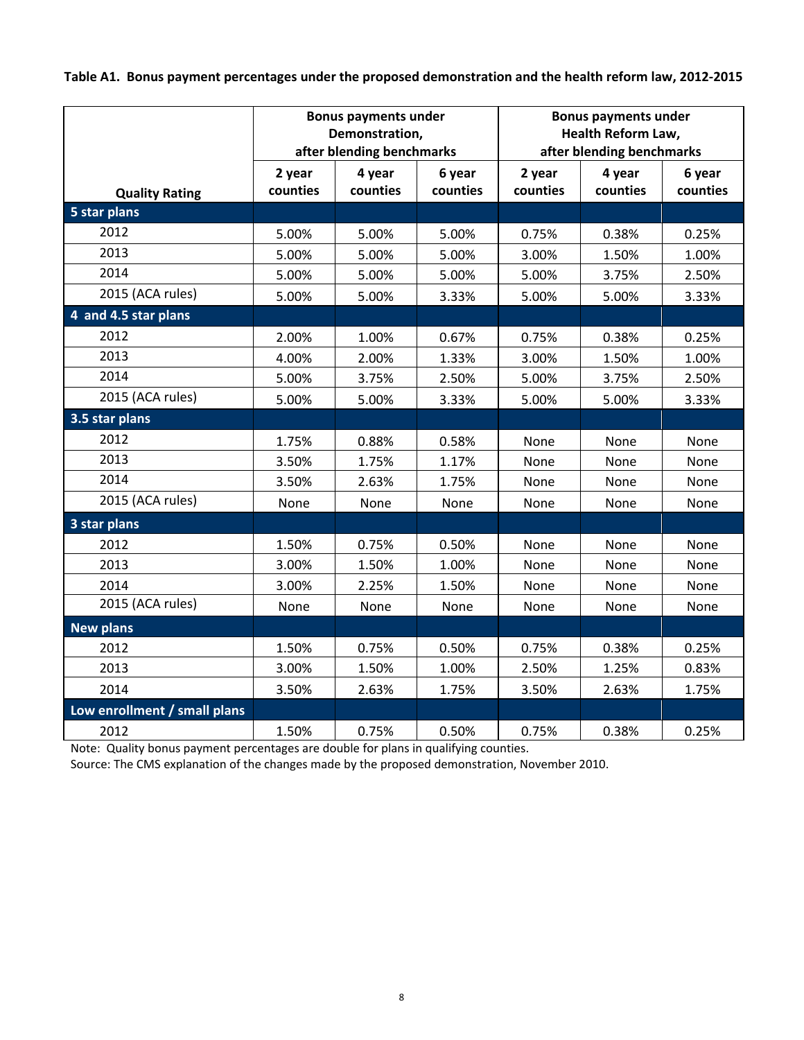**Table A1. Bonus payment percentages under the proposed demonstration and the health reform law, 2012-2015**

| Quality Rating | Bonus payments under Demonstration, after blending benchmarks | | | Bonus payments under Health Reform Law, after blending benchmarks | | |
|---|---|---|---|---|---|---|
| | 2 year counties | 4 year counties | 6 year counties | 2 year counties | 4 year counties | 6 year counties |
| **5 star plans** | | | | | | |
| 2012 | 5.00% | 5.00% | 5.00% | 0.75% | 0.38% | 0.25% |
| 2013 | 5.00% | 5.00% | 5.00% | 3.00% | 1.50% | 1.00% |
| 2014 | 5.00% | 5.00% | 5.00% | 5.00% | 3.75% | 2.50% |
| 2015 (ACA rules) | 5.00% | 5.00% | 3.33% | 5.00% | 5.00% | 3.33% |
| **4 and 4.5 star plans** | | | | | | |
| 2012 | 2.00% | 1.00% | 0.67% | 0.75% | 0.38% | 0.25% |
| 2013 | 4.00% | 2.00% | 1.33% | 3.00% | 1.50% | 1.00% |
| 2014 | 5.00% | 3.75% | 2.50% | 5.00% | 3.75% | 2.50% |
| 2015 (ACA rules) | 5.00% | 5.00% | 3.33% | 5.00% | 5.00% | 3.33% |
| **3.5 star plans** | | | | | | |
| 2012 | 1.75% | 0.88% | 0.58% | None | None | None |
| 2013 | 3.50% | 1.75% | 1.17% | None | None | None |
| 2014 | 3.50% | 2.63% | 1.75% | None | None | None |
| 2015 (ACA rules) | None | None | None | None | None | None |
| **3 star plans** | | | | | | |
| 2012 | 1.50% | 0.75% | 0.50% | None | None | None |
| 2013 | 3.00% | 1.50% | 1.00% | None | None | None |
| 2014 | 3.00% | 2.25% | 1.50% | None | None | None |
| 2015 (ACA rules) | None | None | None | None | None | None |
| **New plans** | | | | | | |
| 2012 | 1.50% | 0.75% | 0.50% | 0.75% | 0.38% | 0.25% |
| 2013 | 3.00% | 1.50% | 1.00% | 2.50% | 1.25% | 0.83% |
| 2014 | 3.50% | 2.63% | 1.75% | 3.50% | 2.63% | 1.75% |
| **Low enrollment / small plans** | | | | | | |
| 2012 | 1.50% | 0.75% | 0.50% | 0.75% | 0.38% | 0.25% |

Note: Quality bonus payment percentages are double for plans in qualifying counties.

Source: The CMS explanation of the changes made by the proposed demonstration, November 2010.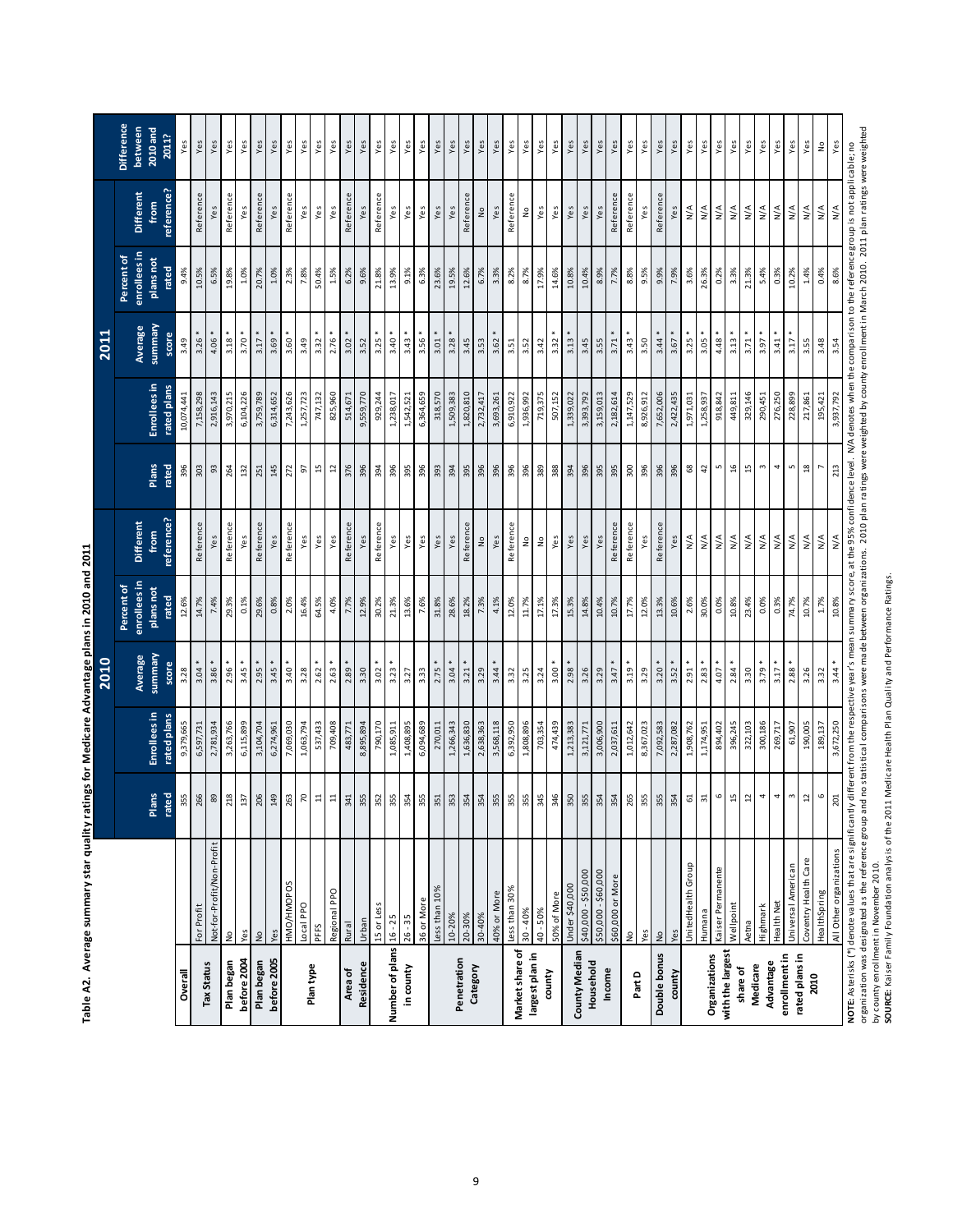**Table A2. Average summary star quality ratings for Medicare Advantage plans in 2010 and 2011**

| | | 2010 | | | | | 2011 | | | | | |
|---|---|---|---|---|---|---|---|---|---|---|---|---|
| | | Plans rated | Enrollees in rated plans | Average summary score | Percent of enrollees in plans not rated | Different from reference? | Plans rated | Enrollees in rated plans | Average summary score | Percent of enrollees in plans not rated | Different from reference? | Difference between 2010 and 2011? |
| Overall | | 355 | 9,379,665 | 3.28 | 12.6% | | 396 | 10,074,441 | 3.49 | 9.4% | | Yes |
| Tax Status | For Profit | 266 | 6,597,731 | 3.04 * | 14.7% | Reference | 303 | 7,158,298 | 3.26 * | 10.5% | Reference | Yes |
| | Not-for-Profit/Non-Profit | 89 | 2,781,934 | 3.86 * | 7.4% | Yes | 93 | 2,916,143 | 4.06 * | 6.5% | Yes | Yes |
| Plan began before 2004 | No | 218 | 3,263,766 | 2.96 * | 29.3% | Reference | 264 | 3,970,215 | 3.18 * | 19.8% | Reference | Yes |
| | Yes | 137 | 6,115,899 | 3.45 * | 0.1% | Yes | 132 | 6,104,226 | 3.70 * | 1.0% | Yes | Yes |
| Plan began before 2005 | No | 206 | 3,104,704 | 2.95 * | 29.6% | Reference | 251 | 3,759,789 | 3.17 * | 20.7% | Reference | Yes |
| | Yes | 149 | 6,274,961 | 3.45 * | 0.8% | Yes | 145 | 6,314,652 | 3.69 * | 1.0% | Yes | Yes |
| Plan type | HMO/HMOPOS | 263 | 7,069,030 | 3.40 * | 2.0% | Reference | 272 | 7,243,626 | 3.60 * | 2.3% | Reference | Yes |
| | Local PPO | 70 | 1,063,794 | 3.28 | 16.4% | Yes | 97 | 1,257,723 | 3.49 | 7.8% | Yes | Yes |
| | PFFS | 11 | 537,433 | 2.62 * | 64.5% | Yes | 15 | 747,132 | 3.32 * | 50.4% | Yes | Yes |
| | Regional PPO | 11 | 709,408 | 2.63 * | 4.0% | Yes | 12 | 825,960 | 2.76 * | 1.5% | Yes | Yes |
| Area of Residence | Rural | 341 | 483,771 | 2.89 * | 7.7% | Reference | 376 | 514,671 | 3.02 * | 6.2% | Reference | Yes |
| | Urban | 355 | 8,895,894 | 3.30 | 12.9% | Yes | 396 | 9,559,770 | 3.52 | 9.6% | Yes | Yes |
| Number of plans in county | 15 or Less | 352 | 790,170 | 3.02 * | 30.2% | Reference | 394 | 929,244 | 3.25 * | 21.8% | Reference | Yes |
| | 16 - 25 | 355 | 1,085,911 | 3.23 * | 21.3% | Yes | 396 | 1,238,017 | 3.40 * | 13.9% | Yes | Yes |
| | 26 - 35 | 354 | 1,408,895 | 3.27 | 13.6% | Yes | 395 | 1,542,521 | 3.43 * | 9.1% | Yes | Yes |
| | 36 or More | 355 | 6,094,689 | 3.33 | 7.6% | Yes | 396 | 6,364,659 | 3.56 * | 6.3% | Yes | Yes |
| Penetration Category | Less than 10% | 351 | 270,011 | 2.75 * | 31.8% | Yes | 393 | 318,570 | 3.01 * | 23.6% | Yes | Yes |
| | 10-20% | 353 | 1,266,343 | 3.04 * | 28.6% | Yes | 394 | 1,509,383 | 3.28 * | 19.5% | Yes | Yes |
| | 20-30% | 354 | 1,636,830 | 3.21 * | 18.2% | Reference | 395 | 1,820,810 | 3.45 | 12.6% | Reference | Yes |
| | 30-40% | 354 | 2,638,363 | 3.29 | 7.3% | No | 396 | 2,732,417 | 3.53 | 6.7% | No | Yes |
| | 40% or More | 355 | 3,568,118 | 3.44 * | 4.1% | Yes | 396 | 3,693,261 | 3.62 * | 3.3% | Yes | Yes |
| Market share of largest plan in county | Less than 30% | 355 | 6,392,950 | 3.32 | 12.0% | Reference | 396 | 6,910,922 | 3.51 | 8.2% | Reference | Yes |
| | 30 - 40% | 355 | 1,808,896 | 3.25 | 11.7% | No | 396 | 1,936,992 | 3.52 | 8.7% | No | Yes |
| | 40 - 50% | 345 | 703,354 | 3.24 | 17.1% | No | 389 | 719,375 | 3.42 | 17.9% | Yes | Yes |
| | 50% of More | 346 | 474,439 | 3.00 * | 17.3% | Yes | 388 | 507,152 | 3.32 * | 14.6% | Yes | Yes |
| County Median Household Income | Under $40,000 | 350 | 1,213,383 | 2.98 * | 15.3% | Yes | 394 | 1,339,022 | 3.13 * | 10.8% | Yes | Yes |
| | $40,000 - $50,000 | 355 | 3,121,771 | 3.26 | 14.8% | Yes | 396 | 3,393,792 | 3.45 | 10.4% | Yes | Yes |
| | $50,000 - $60,000 | 354 | 3,006,900 | 3.29 | 10.4% | Yes | 395 | 3,159,013 | 3.55 | 8.9% | Yes | Yes |
| | $60,000 or More | 354 | 2,037,611 | 3.47 * | 10.7% | Reference | 395 | 2,182,614 | 3.71 * | 7.7% | Reference | Yes |
| Part D | No | 265 | 1,012,642 | 3.19 * | 17.7% | Reference | 300 | 1,147,529 | 3.43 * | 8.8% | Reference | Yes |
| | Yes | 355 | 8,367,023 | 3.29 | 12.0% | Yes | 396 | 8,926,912 | 3.50 | 9.5% | Yes | Yes |
| Double bonus county | No | 355 | 7,092,583 | 3.20 * | 13.3% | Reference | 396 | 7,652,006 | 3.44 * | 9.9% | Reference | Yes |
| | Yes | 354 | 2,287,082 | 3.52 * | 10.6% | Yes | 396 | 2,422,435 | 3.67 * | 7.9% | Yes | Yes |
| Organizations with the largest share of Medicare Advantage enrollment in rated plans in 2010 | UnitedHealth Group | 61 | 1,908,762 | 2.91 * | 2.6% | N/A | 68 | 1,971,031 | 3.25 * | 3.6% | N/A | Yes |
| | Humana | 31 | 1,174,951 | 2.83 * | 30.0% | N/A | 42 | 1,258,937 | 3.05 * | 26.3% | N/A | Yes |
| | Kaiser Permanente | 6 | 894,402 | 4.07 * | 0.0% | N/A | 5 | 918,842 | 4.48 * | 0.2% | N/A | Yes |
| | Wellpoint | 15 | 396,245 | 2.84 * | 10.8% | N/A | 16 | 449,811 | 3.13 * | 3.3% | N/A | Yes |
| | Aetna | 12 | 322,103 | 3.30 | 23.4% | N/A | 15 | 329,146 | 3.71 * | 21.3% | N/A | Yes |
| | Highmark | 4 | 300,186 | 3.79 * | 0.0% | N/A | 3 | 290,451 | 3.97 * | 5.4% | N/A | Yes |
| | Health Net | 4 | 269,717 | 3.17 * | 0.3% | N/A | 4 | 276,250 | 3.41 * | 0.3% | N/A | Yes |
| | Universal American | 3 | 61,907 | 2.88 * | 74.7% | N/A | 5 | 228,899 | 3.17 * | 10.2% | N/A | Yes |
| | Coventry Health Care | 12 | 190,005 | 3.26 | 10.7% | N/A | 18 | 217,861 | 3.55 | 1.4% | N/A | Yes |
| | HealthSpring | 6 | 189,137 | 3.32 | 1.7% | N/A | 7 | 195,421 | 3.48 | 0.4% | N/A | No |
| | All Other organizations | 201 | 3,672,250 | 3.44 * | 10.8% | N/A | 213 | 3,937,792 | 3.54 | 8.6% | N/A | Yes |

**NOTE:** Asterisks (*) denote values that are significantly different from the respective year's mean summary score, at the 95% confidence level. N/A denotes when the comparison to the reference group is not applicable; no organization was designated as the reference group and no statistical comparisons were made between organizations. 2010 plan ratings were weighted by county enrollment in March 2010. 2011 plan ratings were weighted by county enrollment in November 2010.

**SOURCE:** Kaiser Family Foundation analysis of the 2011 Medicare Health Plan Quality and Performance Ratings.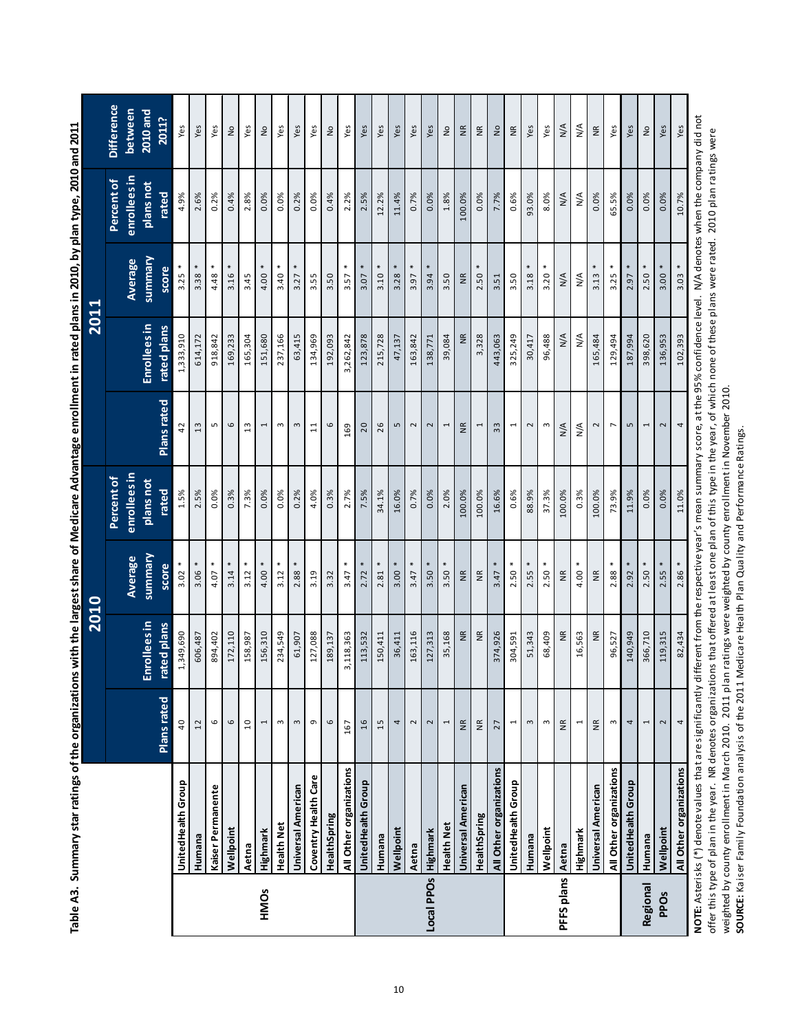**Table A3. Summary star ratings of the organizations with the largest share of Medicare Advantage enrollment in rated plans in 2010, by plan type, 2010 and 2011**

| | | 2010 | | | | 2011 | | | | |
|---|---|---|---|---|---|---|---|---|---|---|
| | | Plans rated | Enrollees in rated plans | Average summary score | Percent of enrollees in plans not rated | Plans rated | Enrollees in rated plans | Average summary score | Percent of enrollees in plans not rated | Difference between 2010 and 2011? |
| HMOs | UnitedHealth Group | 40 | 1,349,690 | 3.02 * | 1.5% | 42 | 1,333,910 | 3.25 * | 4.9% | Yes |
| | Humana | 12 | 606,487 | 3.06 * | 2.5% | 13 | 614,172 | 3.38 * | 2.6% | Yes |
| | Kaiser Permanente | 6 | 894,402 | 4.07 * | 0.0% | 5 | 918,842 | 4.48 * | 0.2% | Yes |
| | Wellpoint | 6 | 172,110 | 3.14 * | 0.3% | 6 | 169,233 | 3.16 * | 0.4% | No |
| | Aetna | 10 | 158,987 | 3.12 * | 7.3% | 13 | 165,304 | 3.45 | 2.8% | Yes |
| | Highmark | 1 | 156,310 | 4.00 * | 0.0% | 1 | 151,680 | 4.00 * | 0.0% | No |
| | Health Net | 3 | 234,549 | 3.12 * | 0.0% | 3 | 237,166 | 3.40 * | 0.0% | Yes |
| | Universal American | 3 | 61,907 | 2.88 * | 0.2% | 3 | 63,415 | 3.27 * | 0.2% | Yes |
| | Coventry Health Care | 9 | 127,088 | 3.19 | 4.0% | 11 | 134,969 | 3.55 | 0.0% | Yes |
| | HealthSpring | 6 | 189,137 | 3.32 | 0.3% | 6 | 192,093 | 3.50 | 0.4% | No |
| | All Other organizations | 167 | 3,118,363 | 3.47 * | 2.7% | 169 | 3,262,842 | 3.57 * | 2.2% | Yes |
| Local PPOs | UnitedHealth Group | 16 | 113,532 | 2.72 * | 7.5% | 20 | 123,878 | 3.07 * | 2.5% | Yes |
| | Humana | 15 | 150,411 | 2.81 * | 34.1% | 26 | 215,728 | 3.10 * | 12.2% | Yes |
| | Wellpoint | 4 | 36,411 | 3.00 * | 16.0% | 5 | 47,137 | 3.28 * | 11.4% | Yes |
| | Aetna | 2 | 163,116 | 3.47 * | 0.7% | 2 | 163,842 | 3.97 * | 0.7% | Yes |
| | Highmark | 2 | 127,313 | 3.50 * | 0.0% | 2 | 138,771 | 3.94 * | 0.0% | Yes |
| | Health Net | 1 | 35,168 | 3.50 * | 2.0% | 1 | 39,084 | 3.50 | 1.8% | No |
| | Universal American | NR | NR | NR | 100.0% | NR | NR | NR | 100.0% | NR |
| | HealthSpring | NR | NR | NR | 100.0% | 1 | 3,328 | 2.50 * | 0.0% | NR |
| | All Other organizations | 27 | 374,926 | 3.47 * | 16.6% | 33 | 443,063 | 3.51 | 7.7% | No |
| PFFS plans | UnitedHealth Group | 1 | 304,591 | 2.50 * | 0.6% | 1 | 325,249 | 3.50 | 0.6% | NR |
| | Humana | 3 | 51,343 | 2.55 * | 88.9% | 2 | 30,417 | 3.18 * | 93.0% | Yes |
| | Wellpoint | 3 | 68,409 | 2.50 * | 37.3% | 3 | 96,488 | 3.20 * | 8.0% | Yes |
| | Aetna | NR | NR | NR | 100.0% | N/A | N/A | N/A | N/A | N/A |
| | Highmark | 1 | 16,563 | 4.00 * | 0.3% | N/A | N/A | N/A | N/A | N/A |
| | Universal American | NR | NR | NR | 100.0% | 2 | 165,484 | 3.13 * | 0.0% | NR |
| | All Other organizations | 3 | 96,527 | 2.88 * | 73.9% | 7 | 129,494 | 3.25 * | 65.5% | Yes |
| Regional PPOs | UnitedHealth Group | 4 | 140,949 | 2.92 * | 11.9% | 5 | 187,994 | 2.97 * | 0.0% | Yes |
| | Humana | 1 | 366,710 | 2.50 * | 0.0% | 1 | 398,620 | 2.50 * | 0.0% | No |
| | Wellpoint | 2 | 119,315 | 2.55 * | 0.0% | 2 | 136,953 | 3.00 * | 0.0% | Yes |
| | All Other organizations | 4 | 82,434 | 2.86 * | 11.0% | 4 | 102,393 | 3.03 * | 10.7% | Yes |

**NOTE:** Asterisks (*) denote values that are significantly different from the respective year's mean summary score, at the 95% confidence level. N/A denotes when the company did not offer this type of plan in the year. NR denotes organizations that offered at least one plan of this type in the year, of which none of these plans were rated. 2010 plan ratings were weighted by county enrollment in March 2010. 2011 plan ratings were weighted by county enrollment in November 2010.
**SOURCE:** Kaiser Family Foundation analysis of the 2011 Medicare Health Plan Quality and Performance Ratings.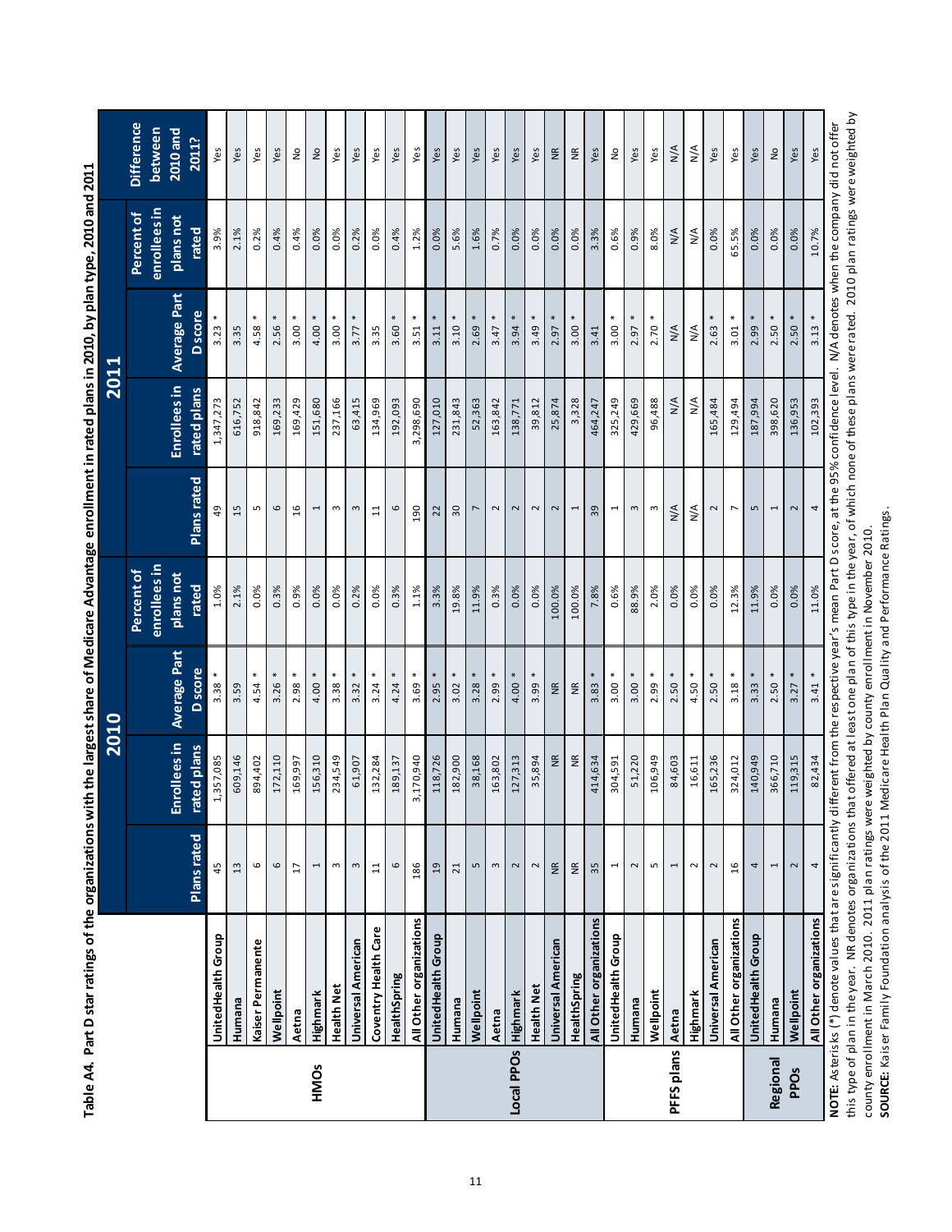**Table A4. Part D star ratings of the organizations with the largest share of Medicare Advantage enrollment in rated plans in 2010, by plan type, 2010 and 2011**

| | | 2010 | | | | 2011 | | | | |
|---|---|---|---|---|---|---|---|---|---|---|
| | | Plans rated | Enrollees in rated plans | Average Part D score | Percent of enrollees in plans not rated | Plans rated | Enrollees in rated plans | Average Part D score | Percent of enrollees in plans not rated | Difference between 2010 and 2011? |
| HMOs | UnitedHealth Group | 45 | 1,357,085 | 3.38 * | 1.0% | 49 | 1,347,273 | 3.23 * | 3.9% | Yes |
| | Humana | 13 | 609,146 | 3.59 | 2.1% | 15 | 616,752 | 3.35 | 2.1% | Yes |
| | Kaiser Permanente | 6 | 894,402 | 4.54 * | 0.0% | 5 | 918,842 | 4.58 * | 0.2% | Yes |
| | Wellpoint | 6 | 172,110 | 3.26 * | 0.3% | 6 | 169,233 | 2.56 * | 0.4% | Yes |
| | Aetna | 17 | 169,997 | 2.98 * | 0.9% | 16 | 169,429 | 3.00 * | 0.4% | No |
| | Highmark | 1 | 156,310 | 4.00 * | 0.0% | 1 | 151,680 | 4.00 * | 0.0% | No |
| | Health Net | 3 | 234,549 | 3.38 * | 0.0% | 3 | 237,166 | 3.00 * | 0.0% | Yes |
| | Universal American | 3 | 61,907 | 3.32 * | 0.2% | 3 | 63,415 | 3.77 * | 0.2% | Yes |
| | Coventry Health Care | 11 | 132,284 | 3.24 * | 0.0% | 11 | 134,969 | 3.35 | 0.0% | Yes |
| | HealthSpring | 6 | 189,137 | 4.24 * | 0.3% | 6 | 192,093 | 3.60 * | 0.4% | Yes |
| | All Other organizations | 186 | 3,170,940 | 3.69 * | 1.1% | 190 | 3,298,690 | 3.51 * | 1.2% | Yes |
| Local PPOs | UnitedHealth Group | 19 | 118,726 | 2.95 * | 3.3% | 22 | 127,010 | 3.11 * | 0.0% | Yes |
| | Humana | 21 | 182,900 | 3.02 * | 19.8% | 30 | 231,843 | 3.10 * | 5.6% | Yes |
| | Wellpoint | 5 | 38,168 | 3.28 * | 11.9% | 7 | 52,363 | 2.69 * | 1.6% | Yes |
| | Aetna | 3 | 163,802 | 2.99 * | 0.3% | 2 | 163,842 | 3.47 * | 0.7% | Yes |
| | Highmark | 2 | 127,313 | 4.00 * | 0.0% | 2 | 138,771 | 3.94 * | 0.0% | Yes |
| | Health Net | 2 | 35,894 | 3.99 * | 0.0% | 2 | 39,812 | 3.49 * | 0.0% | Yes |
| | Universal American | NR | NR | NR | 100.0% | 2 | 25,874 | 2.97 * | 0.0% | NR |
| | HealthSpring | NR | NR | NR | 100.0% | 1 | 3,328 | 3.00 * | 0.0% | NR |
| | All Other organizations | 35 | 414,634 | 3.83 * | 7.8% | 39 | 464,247 | 3.41 | 3.3% | Yes |
| PFFS plans | UnitedHealth Group | 1 | 304,591 | 3.00 * | 0.6% | 1 | 325,249 | 3.00 * | 0.6% | No |
| | Humana | 2 | 51,220 | 3.00 * | 88.9% | 3 | 429,669 | 2.97 * | 0.9% | Yes |
| | Wellpoint | 5 | 106,949 | 2.99 * | 2.0% | 3 | 96,488 | 2.70 * | 8.0% | Yes |
| | Aetna | 1 | 84,603 | 2.50 * | 0.0% | N/A | N/A | N/A | N/A | N/A |
| | Highmark | 2 | 16,611 | 4.50 * | 0.0% | N/A | N/A | N/A | N/A | N/A |
| | Universal American | 2 | 165,236 | 2.50 * | 0.0% | 2 | 165,484 | 2.63 * | 0.0% | Yes |
| | All Other organizations | 16 | 324,012 | 3.18 * | 12.3% | 7 | 129,494 | 3.01 * | 65.5% | Yes |
| Regional PPOs | UnitedHealth Group | 4 | 140,949 | 3.33 * | 11.9% | 5 | 187,994 | 2.99 * | 0.0% | Yes |
| | Humana | 1 | 366,710 | 2.50 * | 0.0% | 1 | 398,620 | 2.50 * | 0.0% | No |
| | Wellpoint | 2 | 119,315 | 3.27 * | 0.0% | 2 | 136,953 | 2.50 * | 0.0% | Yes |
| | All Other organizations | 4 | 82,434 | 3.41 * | 11.0% | 4 | 102,393 | 3.13 * | 10.7% | Yes |

**NOTE:** Asterisks (*) denote values that are significantly different from the respective year's mean Part D score, at the 95% confidence level. N/A denotes when the company did not offer this type of plan in the year. NR denotes organizations that offered at least one plan of this type in the year, of which none of these plans were rated. 2010 plan ratings were weighted by county enrollment in March 2010. 2011 plan ratings were weighted by county enrollment in November 2010.

**SOURCE:** Kaiser Family Foundation analysis of the 2011 Medicare Health Plan Quality and Performance Ratings.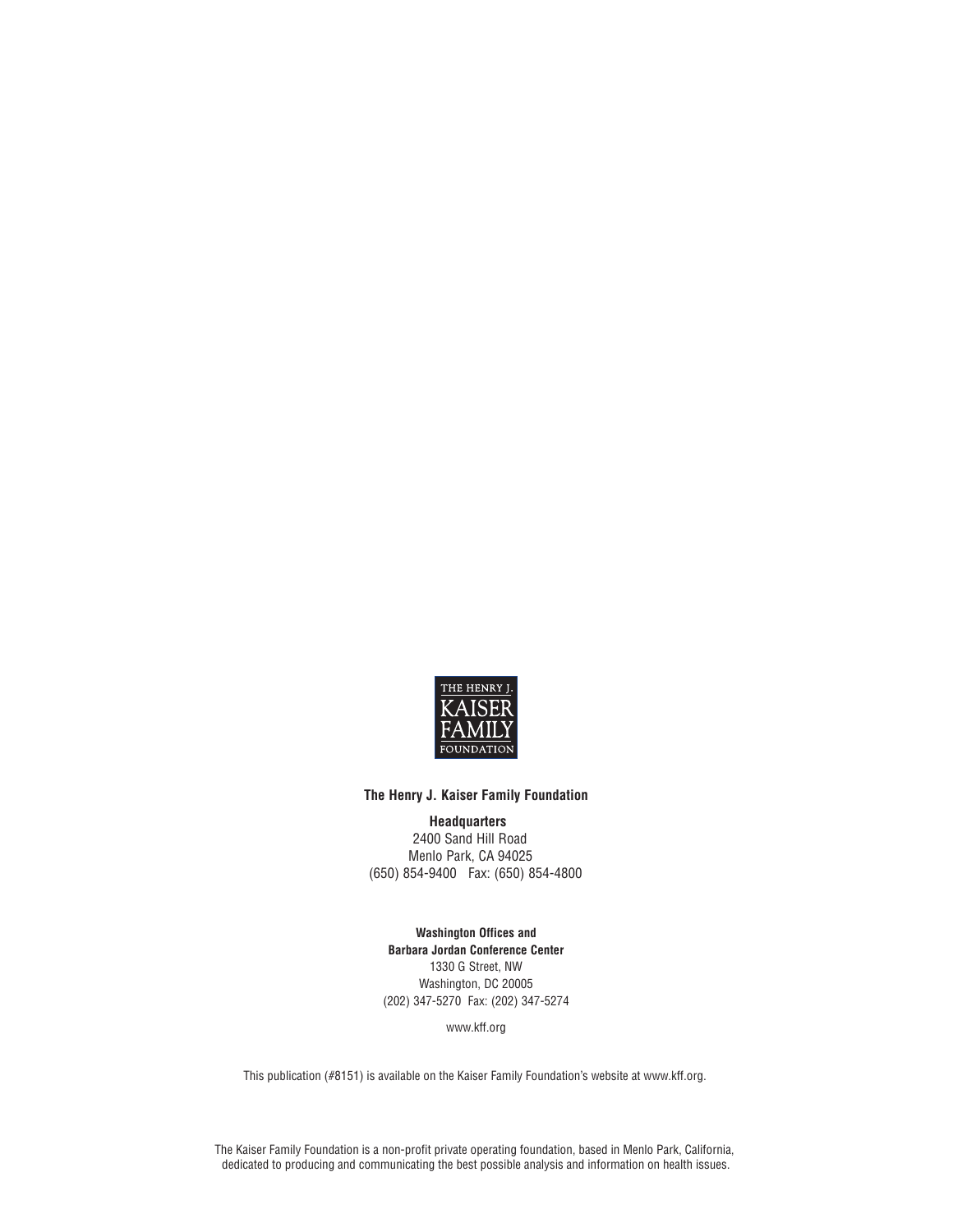THE HENRY J.
KAISER
FAMILY
FOUNDATION

**The Henry J. Kaiser Family Foundation**

**Headquarters**
2400 Sand Hill Road
Menlo Park, CA 94025
(650) 854-9400 Fax: (650) 854-4800

**Washington Offices and**
**Barbara Jordan Conference Center**
1330 G Street, NW
Washington, DC 20005
(202) 347-5270 Fax: (202) 347-5274

www.kff.org

This publication (#8151) is available on the Kaiser Family Foundation's website at www.kff.org.

The Kaiser Family Foundation is a non-profit private operating foundation, based in Menlo Park, California, dedicated to producing and communicating the best possible analysis and information on health issues.